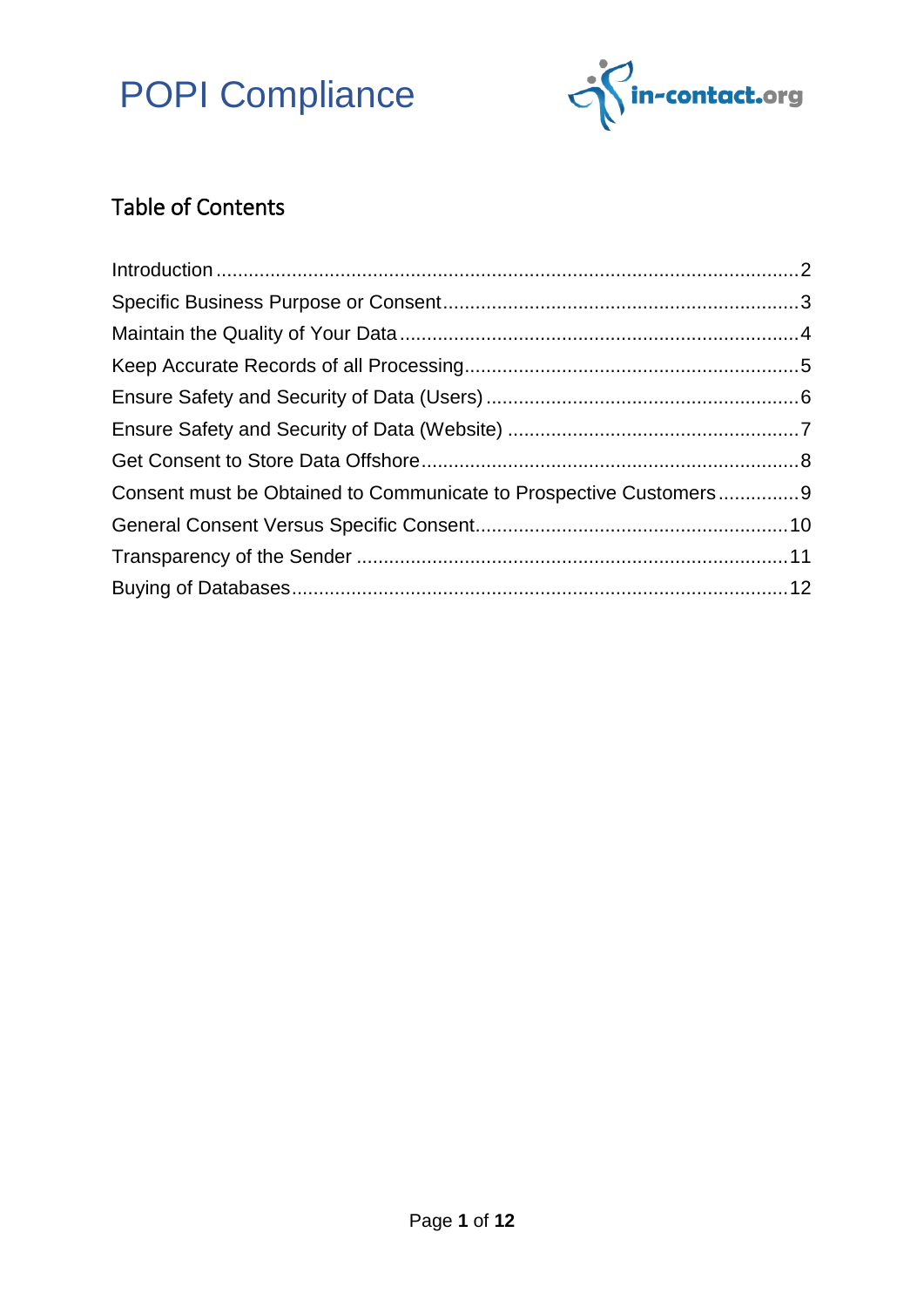# POPI Compliance

## Table of Contents

Introduction .......... 2
Specific Business Purpose or Consent .......... 3
Maintain the Quality of Your Data .......... 4
Keep Accurate Records of all Processing .......... 5
Ensure Safety and Security of Data (Users) .......... 6
Ensure Safety and Security of Data (Website) .......... 7
Get Consent to Store Data Offshore .......... 8
Consent must be Obtained to Communicate to Prospective Customers .......... 9
General Consent Versus Specific Consent .......... 10
Transparency of the Sender .......... 11
Buying of Databases .......... 12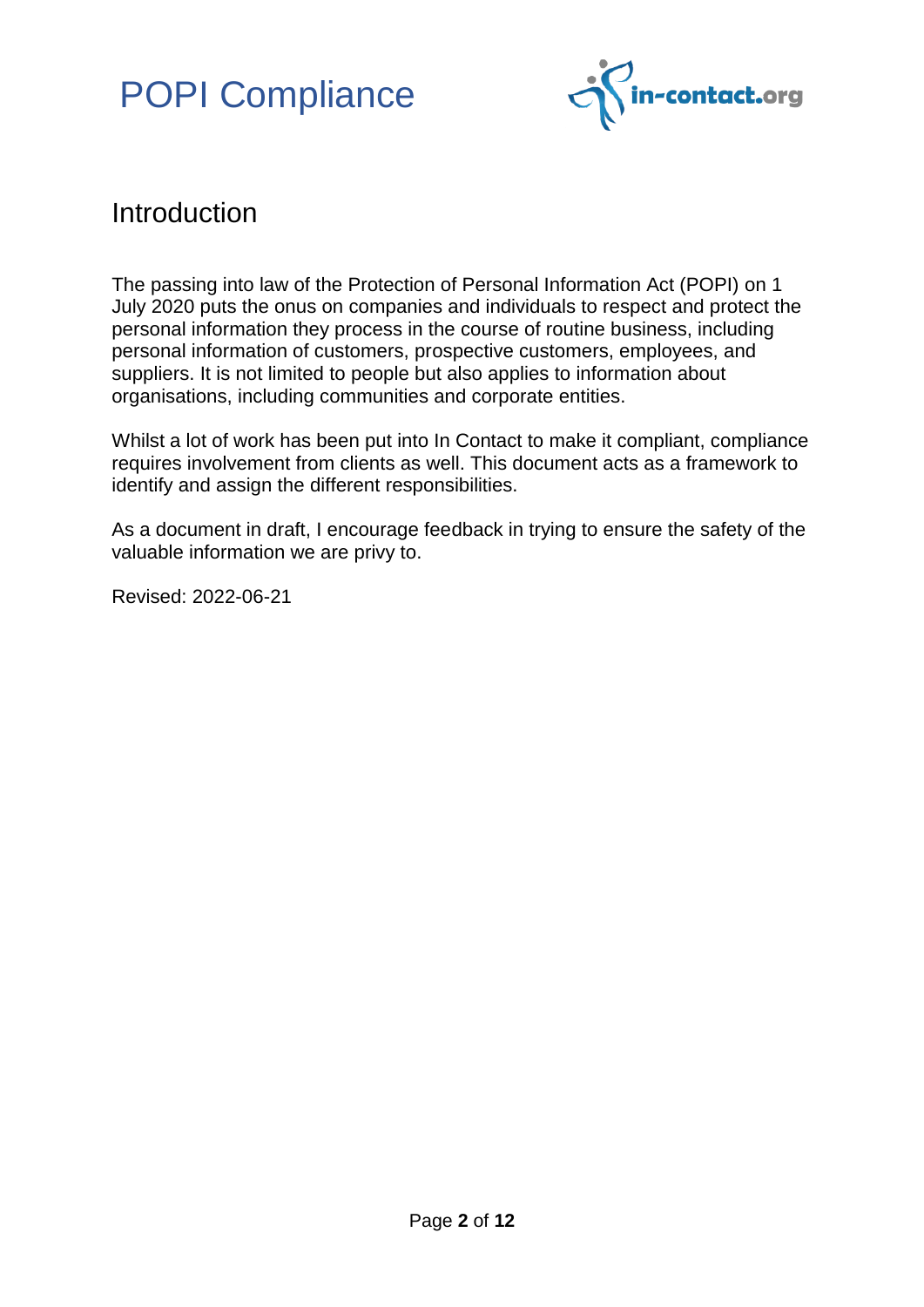## Introduction

The passing into law of the Protection of Personal Information Act (POPI) on 1 July 2020 puts the onus on companies and individuals to respect and protect the personal information they process in the course of routine business, including personal information of customers, prospective customers, employees, and suppliers. It is not limited to people but also applies to information about organisations, including communities and corporate entities.

Whilst a lot of work has been put into In Contact to make it compliant, compliance requires involvement from clients as well. This document acts as a framework to identify and assign the different responsibilities.

As a document in draft, I encourage feedback in trying to ensure the safety of the valuable information we are privy to.

Revised: 2022-06-21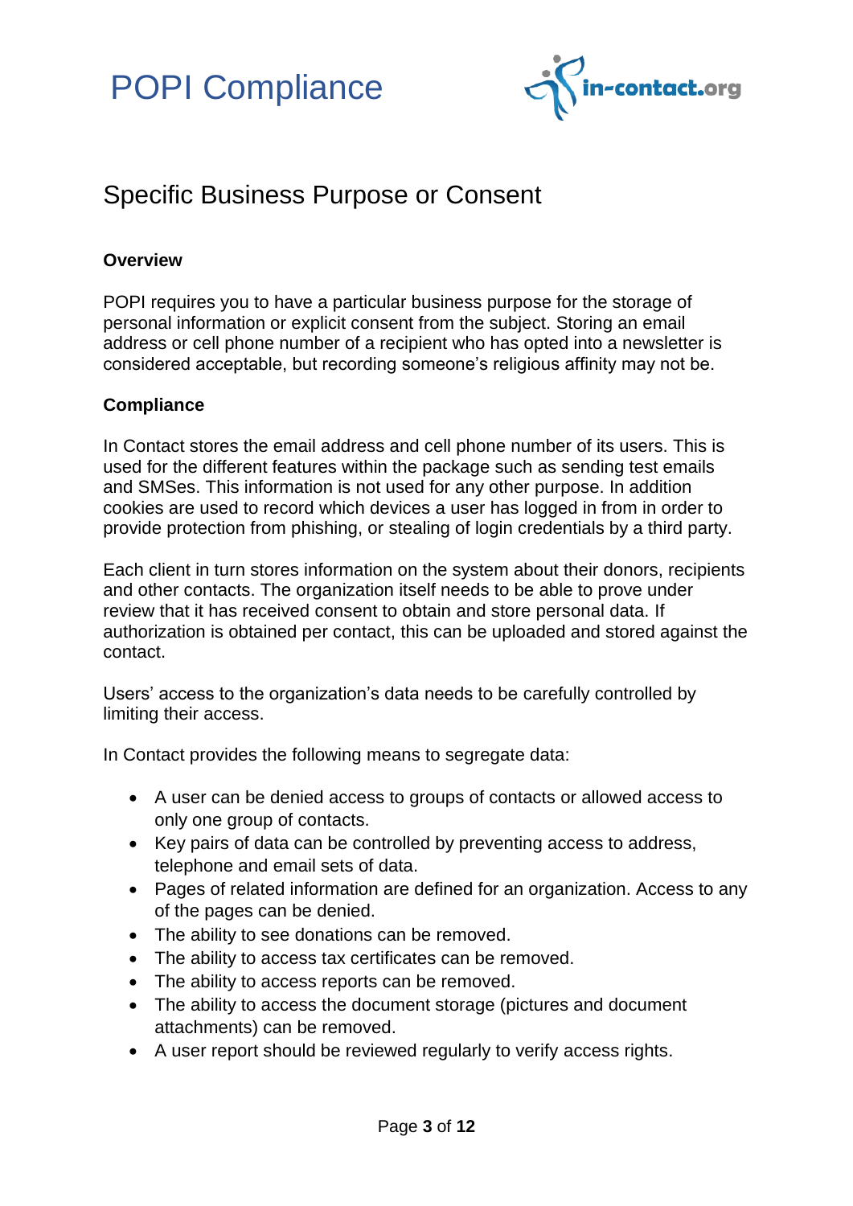# Specific Business Purpose or Consent

**Overview**

POPI requires you to have a particular business purpose for the storage of personal information or explicit consent from the subject. Storing an email address or cell phone number of a recipient who has opted into a newsletter is considered acceptable, but recording someone's religious affinity may not be.

**Compliance**

In Contact stores the email address and cell phone number of its users. This is used for the different features within the package such as sending test emails and SMSes. This information is not used for any other purpose. In addition cookies are used to record which devices a user has logged in from in order to provide protection from phishing, or stealing of login credentials by a third party.

Each client in turn stores information on the system about their donors, recipients and other contacts. The organization itself needs to be able to prove under review that it has received consent to obtain and store personal data. If authorization is obtained per contact, this can be uploaded and stored against the contact.

Users' access to the organization's data needs to be carefully controlled by limiting their access.

In Contact provides the following means to segregate data:

- A user can be denied access to groups of contacts or allowed access to only one group of contacts.
- Key pairs of data can be controlled by preventing access to address, telephone and email sets of data.
- Pages of related information are defined for an organization. Access to any of the pages can be denied.
- The ability to see donations can be removed.
- The ability to access tax certificates can be removed.
- The ability to access reports can be removed.
- The ability to access the document storage (pictures and document attachments) can be removed.
- A user report should be reviewed regularly to verify access rights.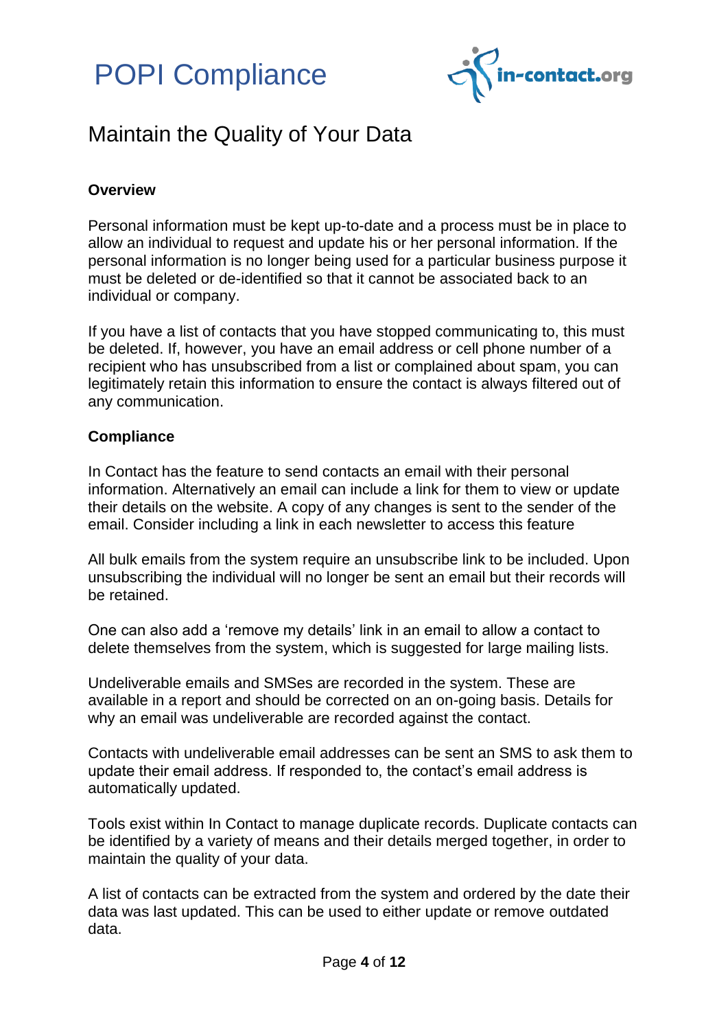# Maintain the Quality of Your Data

**Overview**

Personal information must be kept up-to-date and a process must be in place to allow an individual to request and update his or her personal information. If the personal information is no longer being used for a particular business purpose it must be deleted or de-identified so that it cannot be associated back to an individual or company.

If you have a list of contacts that you have stopped communicating to, this must be deleted. If, however, you have an email address or cell phone number of a recipient who has unsubscribed from a list or complained about spam, you can legitimately retain this information to ensure the contact is always filtered out of any communication.

**Compliance**

In Contact has the feature to send contacts an email with their personal information. Alternatively an email can include a link for them to view or update their details on the website. A copy of any changes is sent to the sender of the email. Consider including a link in each newsletter to access this feature

All bulk emails from the system require an unsubscribe link to be included. Upon unsubscribing the individual will no longer be sent an email but their records will be retained.

One can also add a 'remove my details' link in an email to allow a contact to delete themselves from the system, which is suggested for large mailing lists.

Undeliverable emails and SMSes are recorded in the system. These are available in a report and should be corrected on an on-going basis. Details for why an email was undeliverable are recorded against the contact.

Contacts with undeliverable email addresses can be sent an SMS to ask them to update their email address. If responded to, the contact's email address is automatically updated.

Tools exist within In Contact to manage duplicate records. Duplicate contacts can be identified by a variety of means and their details merged together, in order to maintain the quality of your data.

A list of contacts can be extracted from the system and ordered by the date their data was last updated. This can be used to either update or remove outdated data.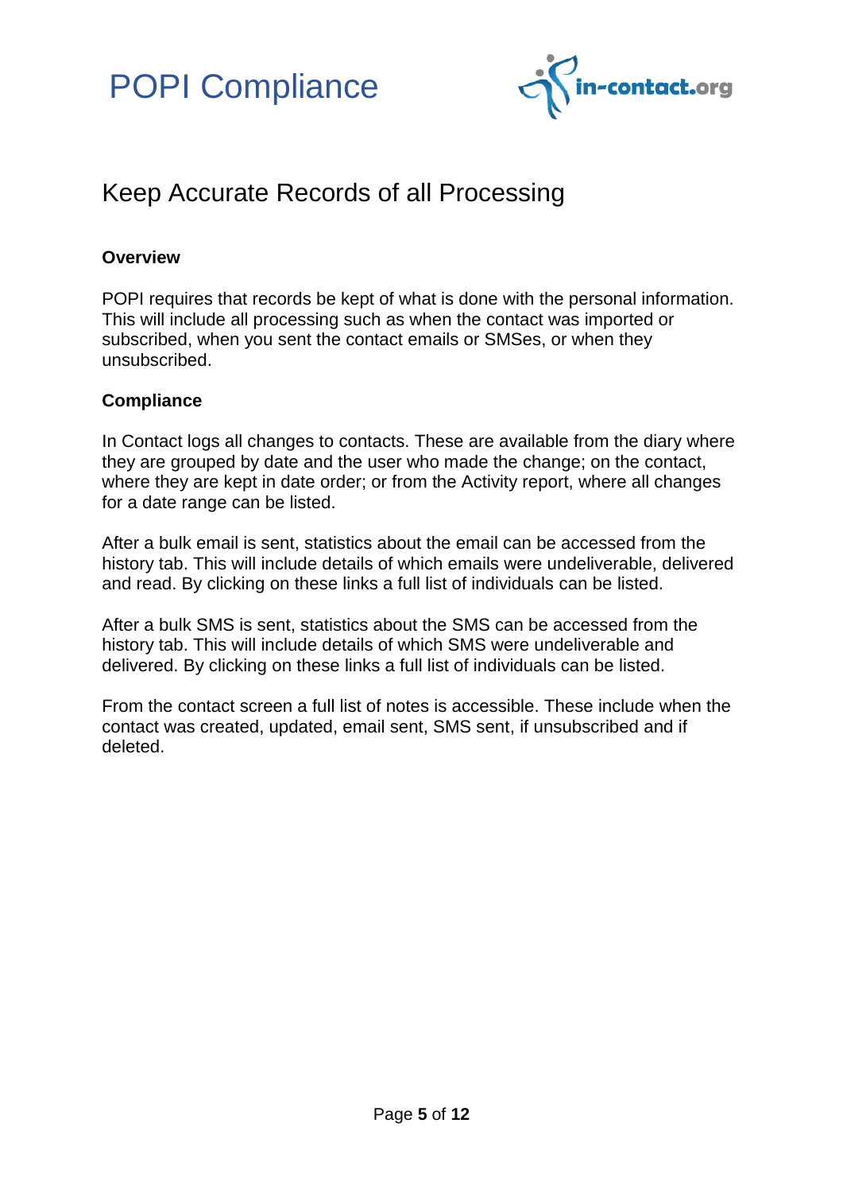## Keep Accurate Records of all Processing

**Overview**

POPI requires that records be kept of what is done with the personal information. This will include all processing such as when the contact was imported or subscribed, when you sent the contact emails or SMSes, or when they unsubscribed.

**Compliance**

In Contact logs all changes to contacts. These are available from the diary where they are grouped by date and the user who made the change; on the contact, where they are kept in date order; or from the Activity report, where all changes for a date range can be listed.

After a bulk email is sent, statistics about the email can be accessed from the history tab. This will include details of which emails were undeliverable, delivered and read. By clicking on these links a full list of individuals can be listed.

After a bulk SMS is sent, statistics about the SMS can be accessed from the history tab. This will include details of which SMS were undeliverable and delivered. By clicking on these links a full list of individuals can be listed.

From the contact screen a full list of notes is accessible. These include when the contact was created, updated, email sent, SMS sent, if unsubscribed and if deleted.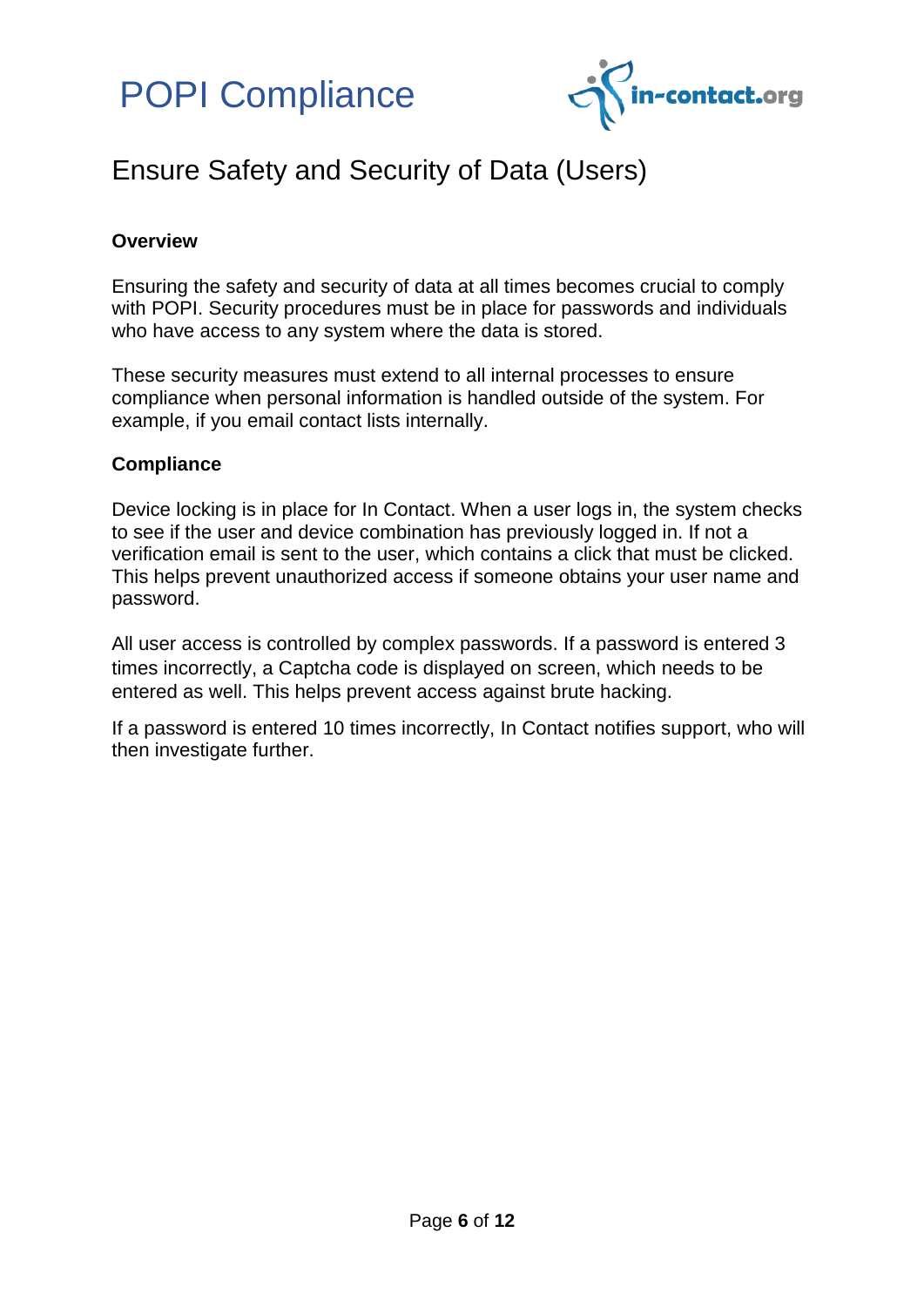## Ensure Safety and Security of Data (Users)

**Overview**

Ensuring the safety and security of data at all times becomes crucial to comply with POPI. Security procedures must be in place for passwords and individuals who have access to any system where the data is stored.

These security measures must extend to all internal processes to ensure compliance when personal information is handled outside of the system. For example, if you email contact lists internally.

**Compliance**

Device locking is in place for In Contact. When a user logs in, the system checks to see if the user and device combination has previously logged in. If not a verification email is sent to the user, which contains a click that must be clicked. This helps prevent unauthorized access if someone obtains your user name and password.

All user access is controlled by complex passwords. If a password is entered 3 times incorrectly, a Captcha code is displayed on screen, which needs to be entered as well. This helps prevent access against brute hacking.

If a password is entered 10 times incorrectly, In Contact notifies support, who will then investigate further.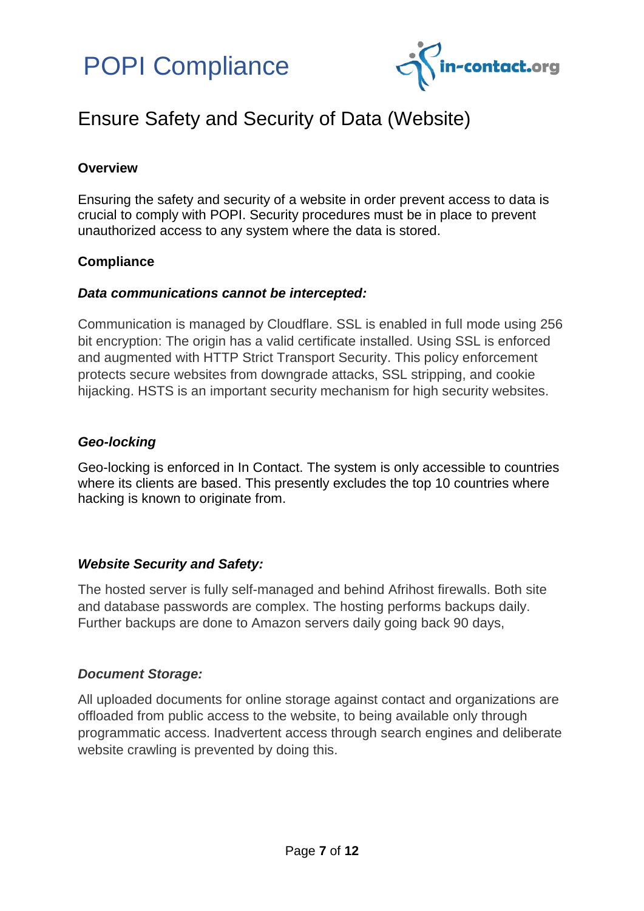# POPI Compliance

## Ensure Safety and Security of Data (Website)

**Overview**

Ensuring the safety and security of a website in order prevent access to data is crucial to comply with POPI. Security procedures must be in place to prevent unauthorized access to any system where the data is stored.

**Compliance**

***Data communications cannot be intercepted:***

Communication is managed by Cloudflare. SSL is enabled in full mode using 256 bit encryption: The origin has a valid certificate installed. Using SSL is enforced and augmented with HTTP Strict Transport Security. This policy enforcement protects secure websites from downgrade attacks, SSL stripping, and cookie hijacking. HSTS is an important security mechanism for high security websites.

***Geo-locking***

Geo-locking is enforced in In Contact. The system is only accessible to countries where its clients are based. This presently excludes the top 10 countries where hacking is known to originate from.

***Website Security and Safety:***

The hosted server is fully self-managed and behind Afrihost firewalls. Both site and database passwords are complex. The hosting performs backups daily. Further backups are done to Amazon servers daily going back 90 days,

***Document Storage:***

All uploaded documents for online storage against contact and organizations are offloaded from public access to the website, to being available only through programmatic access. Inadvertent access through search engines and deliberate website crawling is prevented by doing this.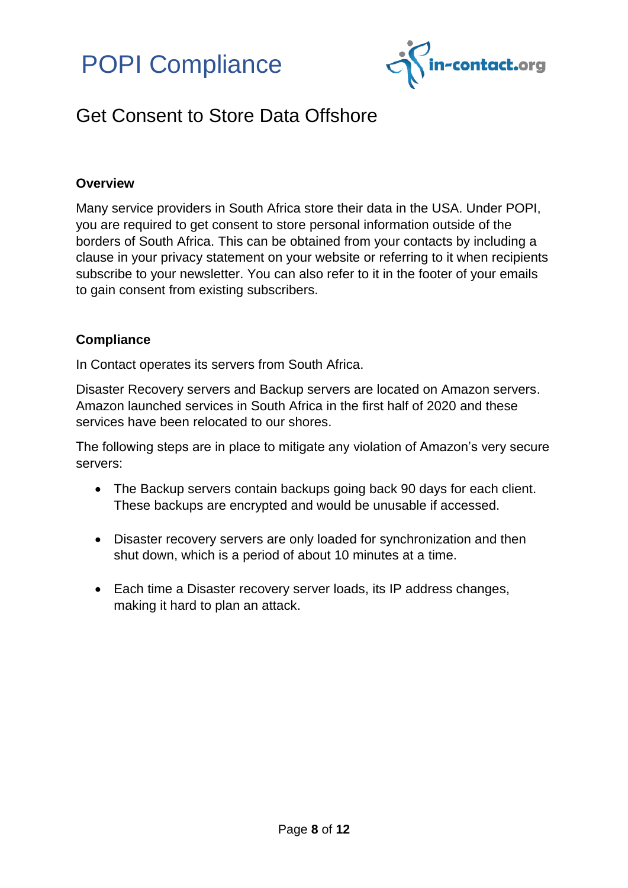# POPI Compliance

## Get Consent to Store Data Offshore

**Overview**

Many service providers in South Africa store their data in the USA. Under POPI, you are required to get consent to store personal information outside of the borders of South Africa. This can be obtained from your contacts by including a clause in your privacy statement on your website or referring to it when recipients subscribe to your newsletter. You can also refer to it in the footer of your emails to gain consent from existing subscribers.

**Compliance**

In Contact operates its servers from South Africa.

Disaster Recovery servers and Backup servers are located on Amazon servers. Amazon launched services in South Africa in the first half of 2020 and these services have been relocated to our shores.

The following steps are in place to mitigate any violation of Amazon's very secure servers:

- The Backup servers contain backups going back 90 days for each client. These backups are encrypted and would be unusable if accessed.
- Disaster recovery servers are only loaded for synchronization and then shut down, which is a period of about 10 minutes at a time.
- Each time a Disaster recovery server loads, its IP address changes, making it hard to plan an attack.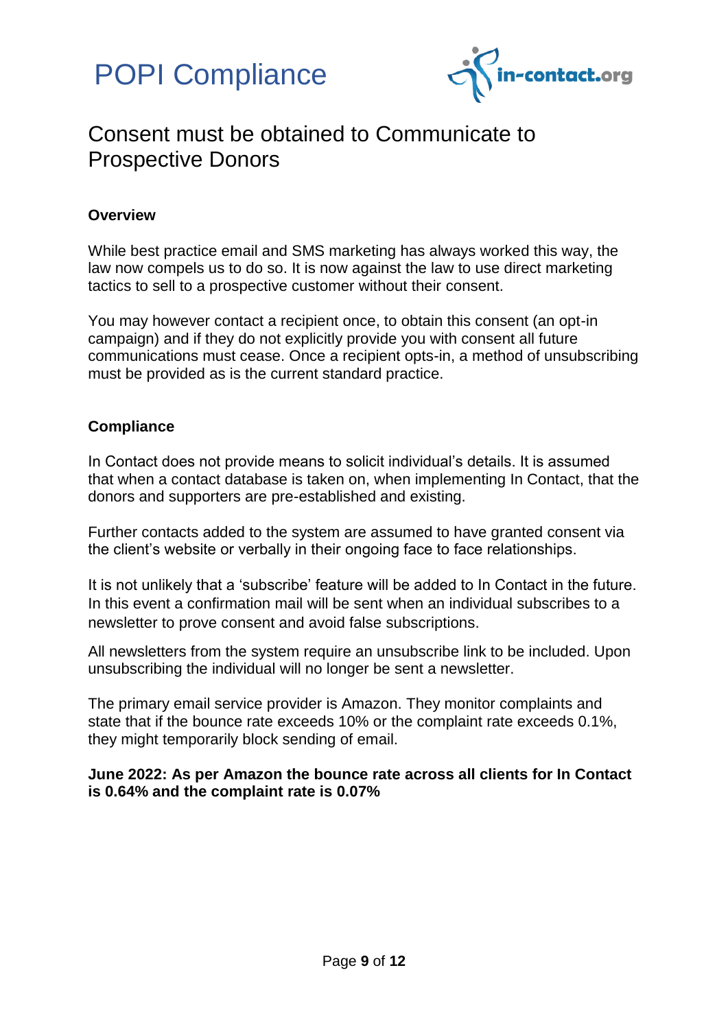# POPI Compliance

## Consent must be obtained to Communicate to Prospective Donors

**Overview**

While best practice email and SMS marketing has always worked this way, the law now compels us to do so. It is now against the law to use direct marketing tactics to sell to a prospective customer without their consent.

You may however contact a recipient once, to obtain this consent (an opt-in campaign) and if they do not explicitly provide you with consent all future communications must cease. Once a recipient opts-in, a method of unsubscribing must be provided as is the current standard practice.

**Compliance**

In Contact does not provide means to solicit individual's details. It is assumed that when a contact database is taken on, when implementing In Contact, that the donors and supporters are pre-established and existing.

Further contacts added to the system are assumed to have granted consent via the client's website or verbally in their ongoing face to face relationships.

It is not unlikely that a 'subscribe' feature will be added to In Contact in the future. In this event a confirmation mail will be sent when an individual subscribes to a newsletter to prove consent and avoid false subscriptions.

All newsletters from the system require an unsubscribe link to be included. Upon unsubscribing the individual will no longer be sent a newsletter.

The primary email service provider is Amazon. They monitor complaints and state that if the bounce rate exceeds 10% or the complaint rate exceeds 0.1%, they might temporarily block sending of email.

**June 2022: As per Amazon the bounce rate across all clients for In Contact is 0.64% and the complaint rate is 0.07%**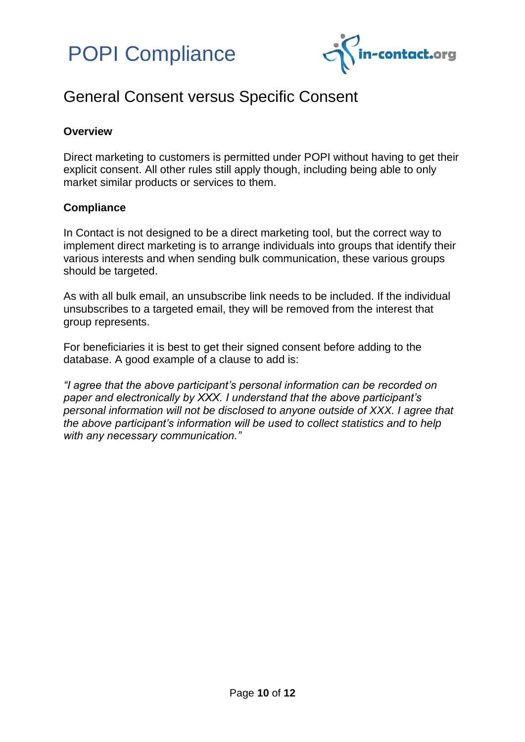# POPI Compliance

## General Consent versus Specific Consent

**Overview**

Direct marketing to customers is permitted under POPI without having to get their explicit consent. All other rules still apply though, including being able to only market similar products or services to them.

**Compliance**

In Contact is not designed to be a direct marketing tool, but the correct way to implement direct marketing is to arrange individuals into groups that identify their various interests and when sending bulk communication, these various groups should be targeted.

As with all bulk email, an unsubscribe link needs to be included. If the individual unsubscribes to a targeted email, they will be removed from the interest that group represents.

For beneficiaries it is best to get their signed consent before adding to the database. A good example of a clause to add is:

*"I agree that the above participant's personal information can be recorded on paper and electronically by XXX. I understand that the above participant's personal information will not be disclosed to anyone outside of XXX. I agree that the above participant's information will be used to collect statistics and to help with any necessary communication."*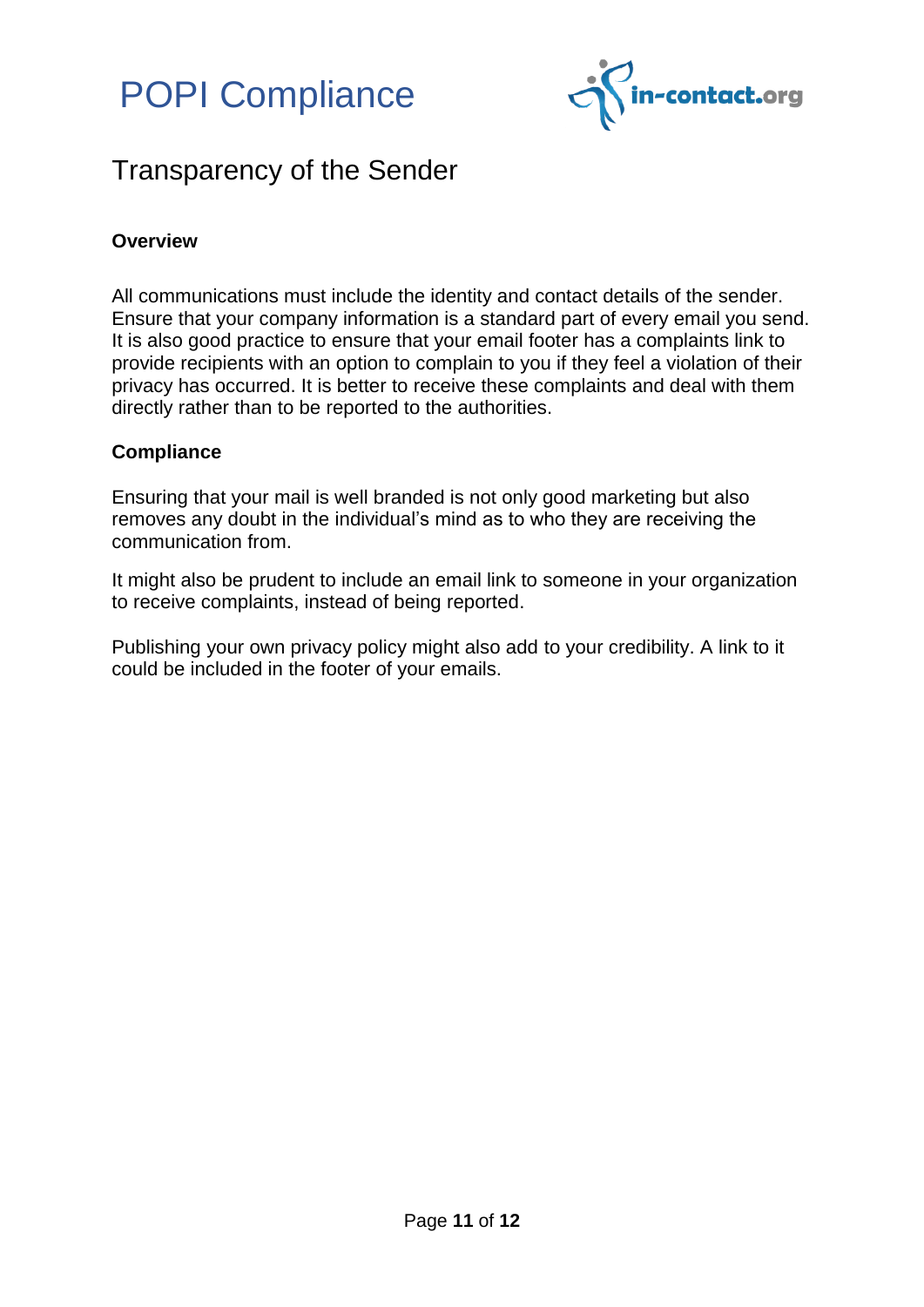## Transparency of the Sender

**Overview**

All communications must include the identity and contact details of the sender. Ensure that your company information is a standard part of every email you send. It is also good practice to ensure that your email footer has a complaints link to provide recipients with an option to complain to you if they feel a violation of their privacy has occurred. It is better to receive these complaints and deal with them directly rather than to be reported to the authorities.

**Compliance**

Ensuring that your mail is well branded is not only good marketing but also removes any doubt in the individual's mind as to who they are receiving the communication from.

It might also be prudent to include an email link to someone in your organization to receive complaints, instead of being reported.

Publishing your own privacy policy might also add to your credibility. A link to it could be included in the footer of your emails.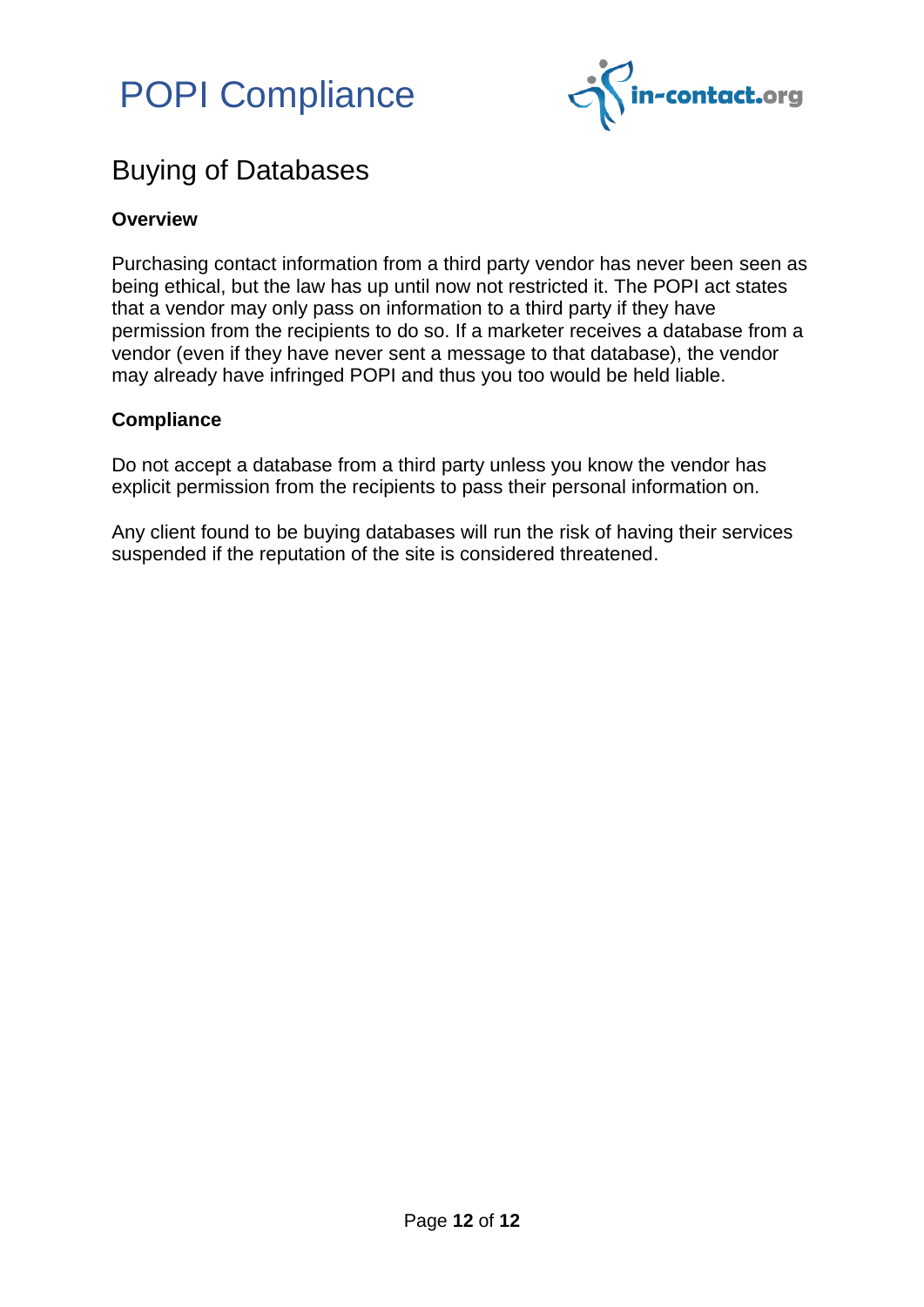## Buying of Databases

**Overview**

Purchasing contact information from a third party vendor has never been seen as being ethical, but the law has up until now not restricted it. The POPI act states that a vendor may only pass on information to a third party if they have permission from the recipients to do so. If a marketer receives a database from a vendor (even if they have never sent a message to that database), the vendor may already have infringed POPI and thus you too would be held liable.

**Compliance**

Do not accept a database from a third party unless you know the vendor has explicit permission from the recipients to pass their personal information on.

Any client found to be buying databases will run the risk of having their services suspended if the reputation of the site is considered threatened.